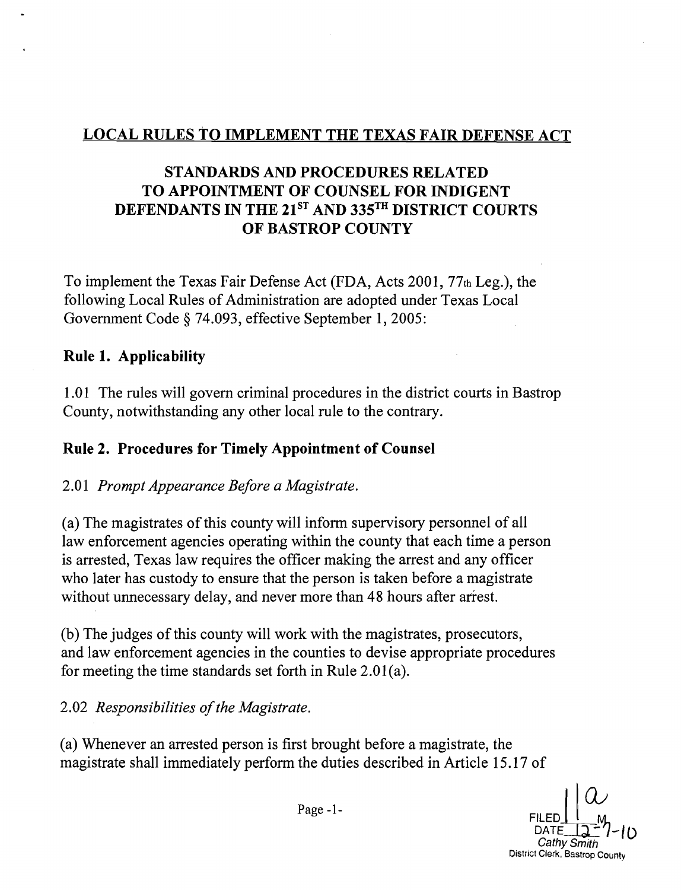## LOCAL RULES TO IMPLEMENT THE TEXAS FAIR DEFENSE ACT

## STANDARDS AND PROCEDURES RELATED TO APPOINTMENT OF COUNSEL FOR INDIGENT DEFENDANTS IN THE 21ST AND 335TH DISTRICT COURTS OF BASTROP COUNTY

To implement the Texas Fair Defense Act (FDA, Acts 2001, 77th Leg.), the following Local Rules of Administration are adopted under Texas Local Government Code § 74.093, effective September 1, 2005:

### Rule 1. Applicability

1.01 The rules will govern criminal procedures in the district courts in Bastrop County, notwithstanding any other local rule to the contrary.

### Rule 2. Procedures for Timely Appointment of Counsel

2.01 *Prompt Appearance Before a Magistrate.*

(a) The magistrates of this county will inform supervisory personnel of all law enforcement agencies operating within the county that each time a person is arrested, Texas law requires the officer making the arrest and any officer who later has custody to ensure that the person is taken before a magistrate without unnecessary delay, and never more than 48 hours after arrest.

(b) The judges of this county will work with the magistrates, prosecutors, and law enforcement agencies in the counties to devise appropriate procedures for meeting the time standards set forth in Rule 2.01(a).

2.02 *Responsibilities of the Magistrate.*

(a) Whenever an arrested person is first brought before a magistrate, the magistrate shall immediately perform the duties described in Article 15.17 of

FILED 11a M
DATE 12-7-10
Cathy Smith
District Clerk, Bastrop County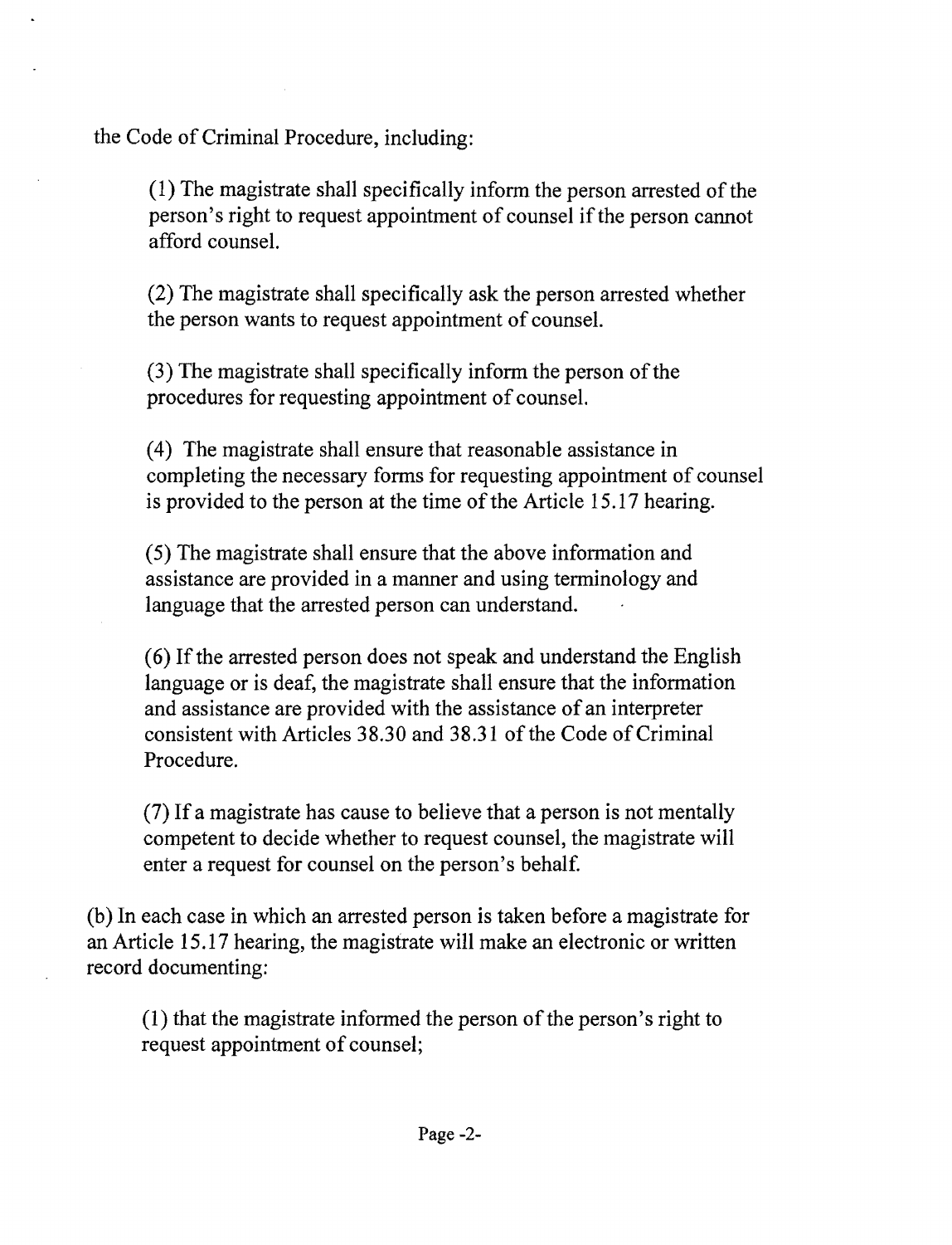the Code of Criminal Procedure, including:

(1) The magistrate shall specifically inform the person arrested of the person's right to request appointment of counsel if the person cannot afford counsel.

(2) The magistrate shall specifically ask the person arrested whether the person wants to request appointment of counsel.

(3) The magistrate shall specifically inform the person of the procedures for requesting appointment of counsel.

(4) The magistrate shall ensure that reasonable assistance in completing the necessary forms for requesting appointment of counsel is provided to the person at the time of the Article 15.17 hearing.

(5) The magistrate shall ensure that the above information and assistance are provided in a manner and using terminology and language that the arrested person can understand.

(6) If the arrested person does not speak and understand the English language or is deaf, the magistrate shall ensure that the information and assistance are provided with the assistance of an interpreter consistent with Articles 38.30 and 38.31 of the Code of Criminal Procedure.

(7) If a magistrate has cause to believe that a person is not mentally competent to decide whether to request counsel, the magistrate will enter a request for counsel on the person's behalf.

(b) In each case in which an arrested person is taken before a magistrate for an Article 15.17 hearing, the magistrate will make an electronic or written record documenting:

(1) that the magistrate informed the person of the person's right to request appointment of counsel;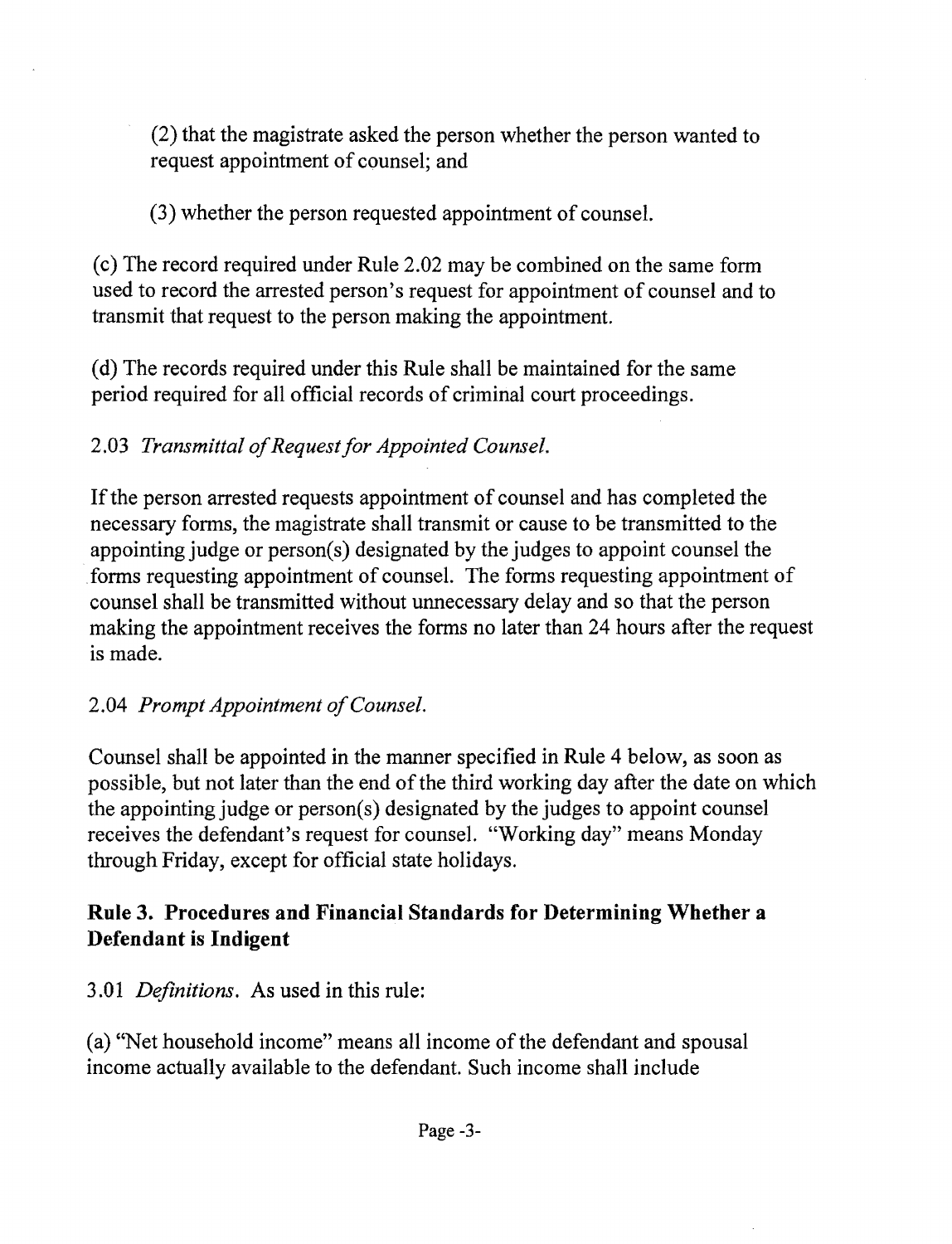(2) that the magistrate asked the person whether the person wanted to request appointment of counsel; and

(3) whether the person requested appointment of counsel.

(c) The record required under Rule 2.02 may be combined on the same form used to record the arrested person's request for appointment of counsel and to transmit that request to the person making the appointment.

(d) The records required under this Rule shall be maintained for the same period required for all official records of criminal court proceedings.

2.03 *Transmittal of Request for Appointed Counsel.*

If the person arrested requests appointment of counsel and has completed the necessary forms, the magistrate shall transmit or cause to be transmitted to the appointing judge or person(s) designated by the judges to appoint counsel the forms requesting appointment of counsel. The forms requesting appointment of counsel shall be transmitted without unnecessary delay and so that the person making the appointment receives the forms no later than 24 hours after the request is made.

2.04 *Prompt Appointment of Counsel.*

Counsel shall be appointed in the manner specified in Rule 4 below, as soon as possible, but not later than the end of the third working day after the date on which the appointing judge or person(s) designated by the judges to appoint counsel receives the defendant's request for counsel. "Working day" means Monday through Friday, except for official state holidays.

## Rule 3. Procedures and Financial Standards for Determining Whether a Defendant is Indigent

3.01 *Definitions.* As used in this rule:

(a) "Net household income" means all income of the defendant and spousal income actually available to the defendant. Such income shall include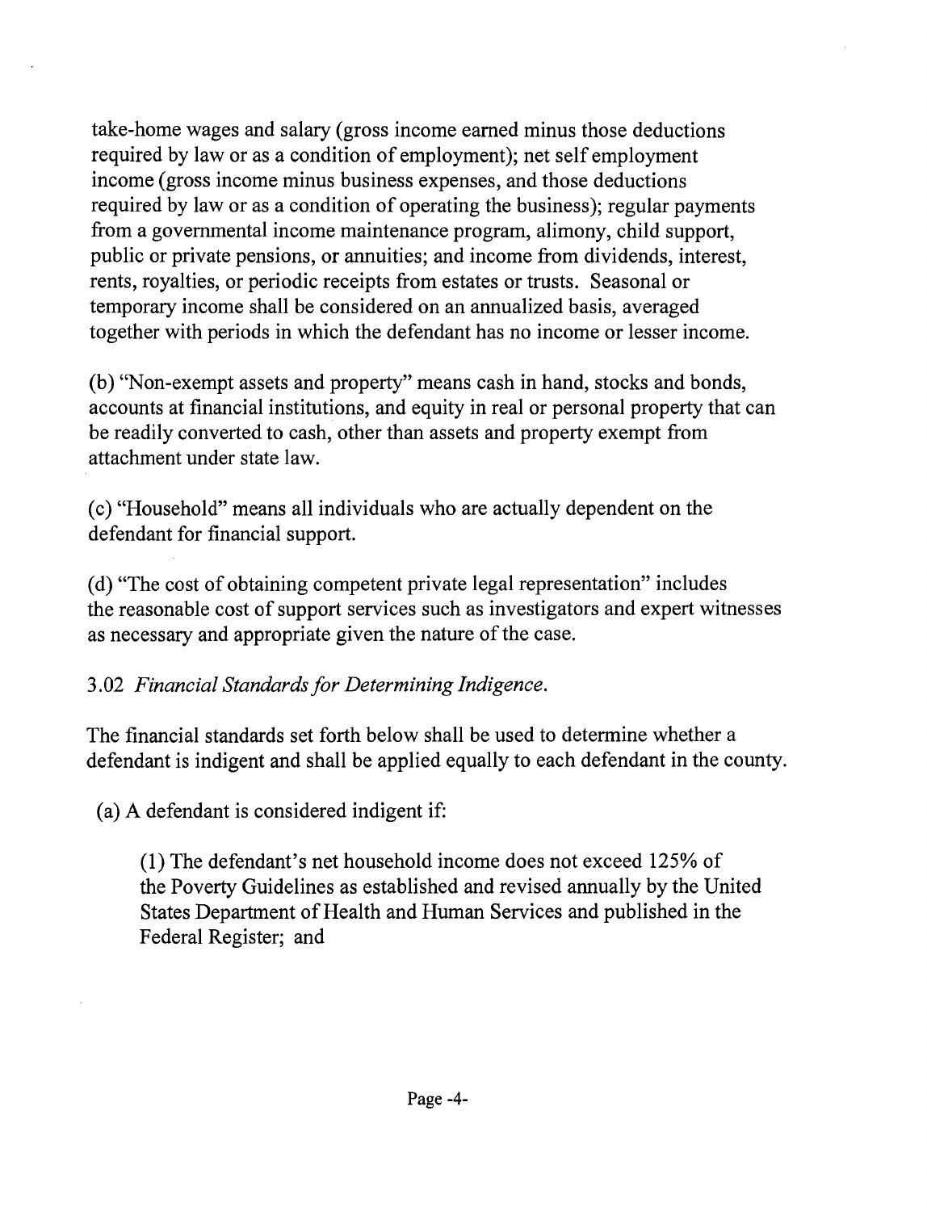take-home wages and salary (gross income earned minus those deductions required by law or as a condition of employment); net self employment income (gross income minus business expenses, and those deductions required by law or as a condition of operating the business); regular payments from a governmental income maintenance program, alimony, child support, public or private pensions, or annuities; and income from dividends, interest, rents, royalties, or periodic receipts from estates or trusts. Seasonal or temporary income shall be considered on an annualized basis, averaged together with periods in which the defendant has no income or lesser income.

(b) "Non-exempt assets and property" means cash in hand, stocks and bonds, accounts at financial institutions, and equity in real or personal property that can be readily converted to cash, other than assets and property exempt from attachment under state law.

(c) "Household" means all individuals who are actually dependent on the defendant for financial support.

(d) "The cost of obtaining competent private legal representation" includes the reasonable cost of support services such as investigators and expert witnesses as necessary and appropriate given the nature of the case.

3.02 *Financial Standards for Determining Indigence.*

The financial standards set forth below shall be used to determine whether a defendant is indigent and shall be applied equally to each defendant in the county.

(a) A defendant is considered indigent if:

(1) The defendant's net household income does not exceed 125% of the Poverty Guidelines as established and revised annually by the United States Department of Health and Human Services and published in the Federal Register; and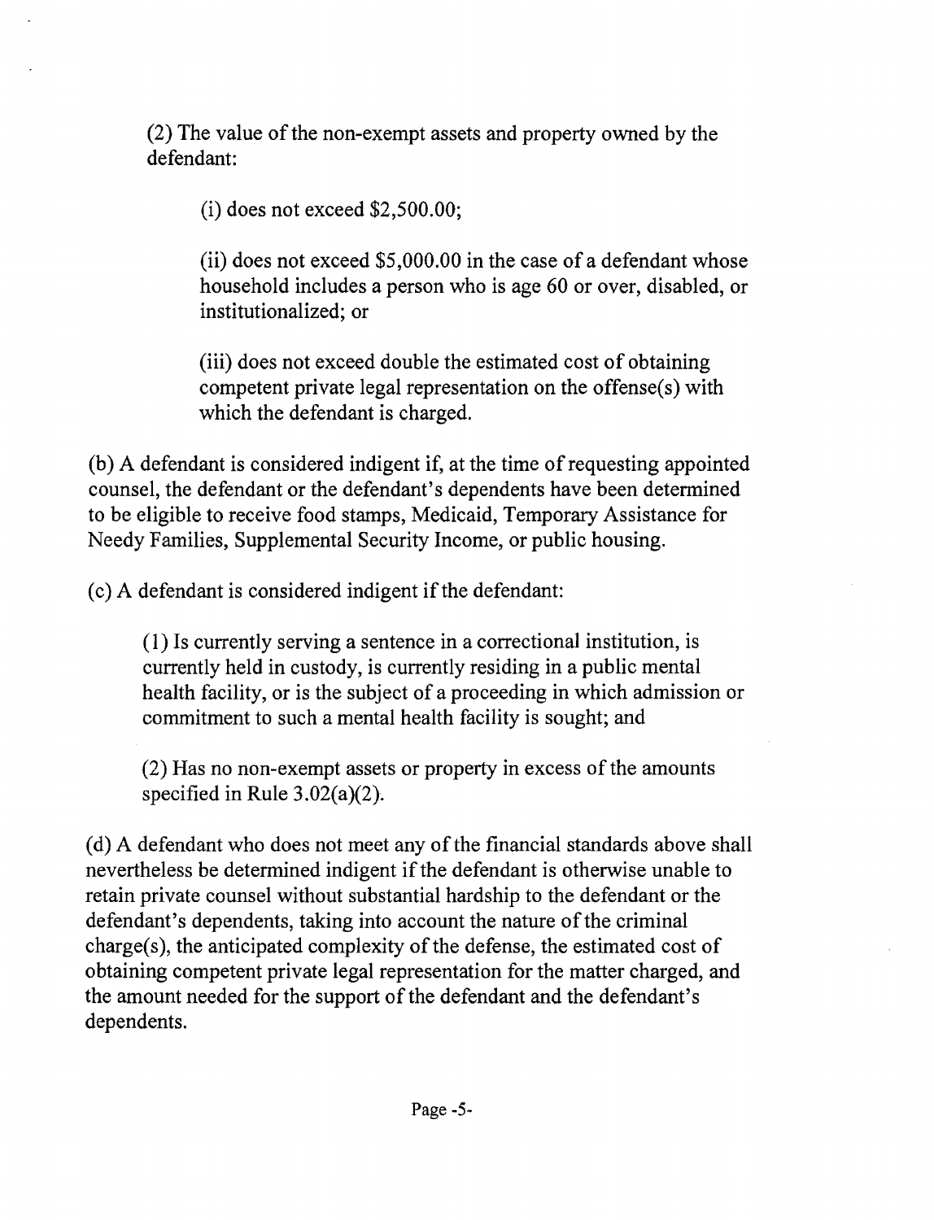(2) The value of the non-exempt assets and property owned by the defendant:

(i) does not exceed \$2,500.00;

(ii) does not exceed \$5,000.00 in the case of a defendant whose household includes a person who is age 60 or over, disabled, or institutionalized; or

(iii) does not exceed double the estimated cost of obtaining competent private legal representation on the offense(s) with which the defendant is charged.

(b) A defendant is considered indigent if, at the time of requesting appointed counsel, the defendant or the defendant's dependents have been determined to be eligible to receive food stamps, Medicaid, Temporary Assistance for Needy Families, Supplemental Security Income, or public housing.

(c) A defendant is considered indigent if the defendant:

(1) Is currently serving a sentence in a correctional institution, is currently held in custody, is currently residing in a public mental health facility, or is the subject of a proceeding in which admission or commitment to such a mental health facility is sought; and

(2) Has no non-exempt assets or property in excess of the amounts specified in Rule 3.02(a)(2).

(d) A defendant who does not meet any of the financial standards above shall nevertheless be determined indigent if the defendant is otherwise unable to retain private counsel without substantial hardship to the defendant or the defendant's dependents, taking into account the nature of the criminal charge(s), the anticipated complexity of the defense, the estimated cost of obtaining competent private legal representation for the matter charged, and the amount needed for the support of the defendant and the defendant's dependents.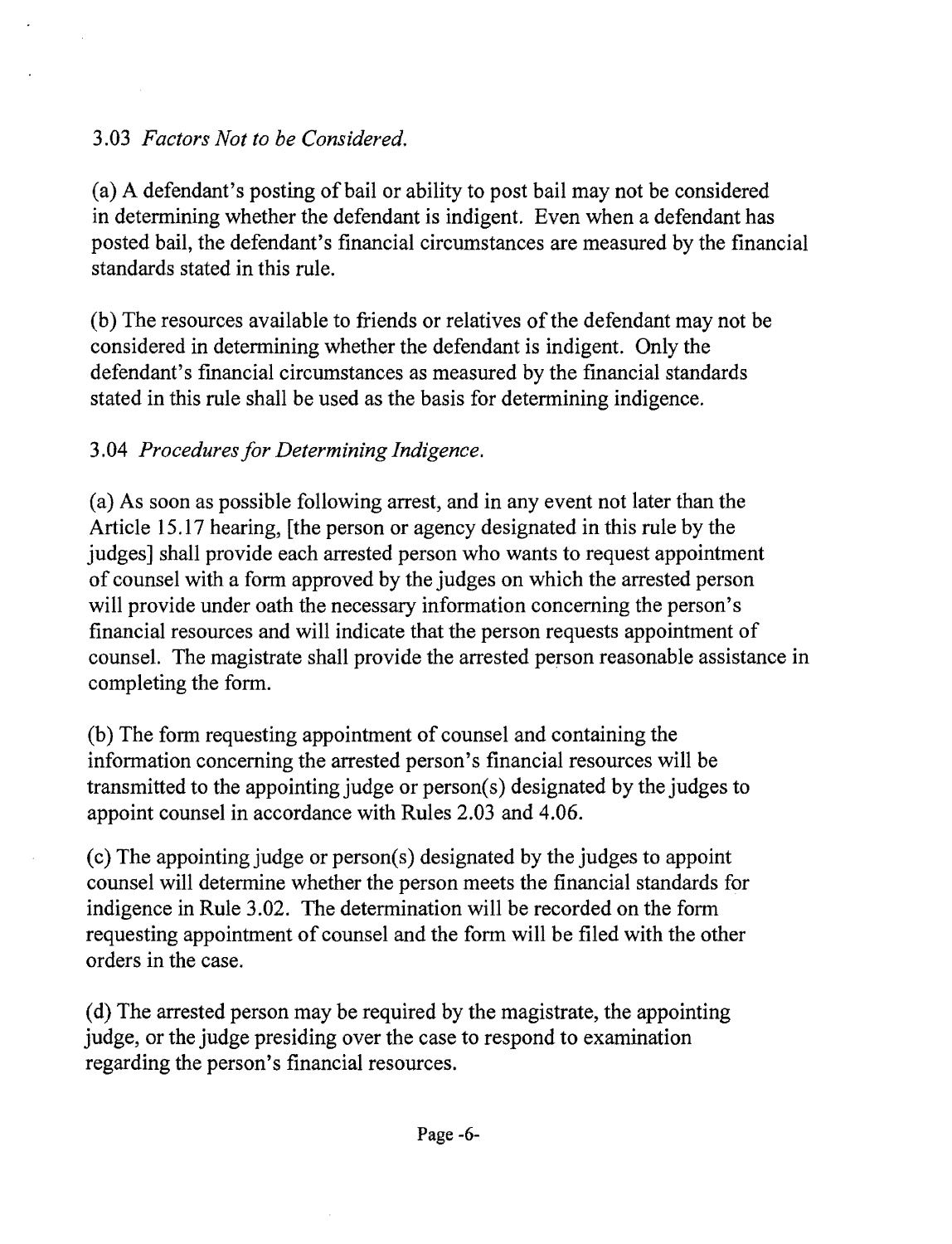3.03 *Factors Not to be Considered.*

(a) A defendant's posting of bail or ability to post bail may not be considered in determining whether the defendant is indigent. Even when a defendant has posted bail, the defendant's financial circumstances are measured by the financial standards stated in this rule.

(b) The resources available to friends or relatives of the defendant may not be considered in determining whether the defendant is indigent. Only the defendant's financial circumstances as measured by the financial standards stated in this rule shall be used as the basis for determining indigence.

3.04 *Procedures for Determining Indigence.*

(a) As soon as possible following arrest, and in any event not later than the Article 15.17 hearing, [the person or agency designated in this rule by the judges] shall provide each arrested person who wants to request appointment of counsel with a form approved by the judges on which the arrested person will provide under oath the necessary information concerning the person's financial resources and will indicate that the person requests appointment of counsel. The magistrate shall provide the arrested person reasonable assistance in completing the form.

(b) The form requesting appointment of counsel and containing the information concerning the arrested person's financial resources will be transmitted to the appointing judge or person(s) designated by the judges to appoint counsel in accordance with Rules 2.03 and 4.06.

(c) The appointing judge or person(s) designated by the judges to appoint counsel will determine whether the person meets the financial standards for indigence in Rule 3.02. The determination will be recorded on the form requesting appointment of counsel and the form will be filed with the other orders in the case.

(d) The arrested person may be required by the magistrate, the appointing judge, or the judge presiding over the case to respond to examination regarding the person's financial resources.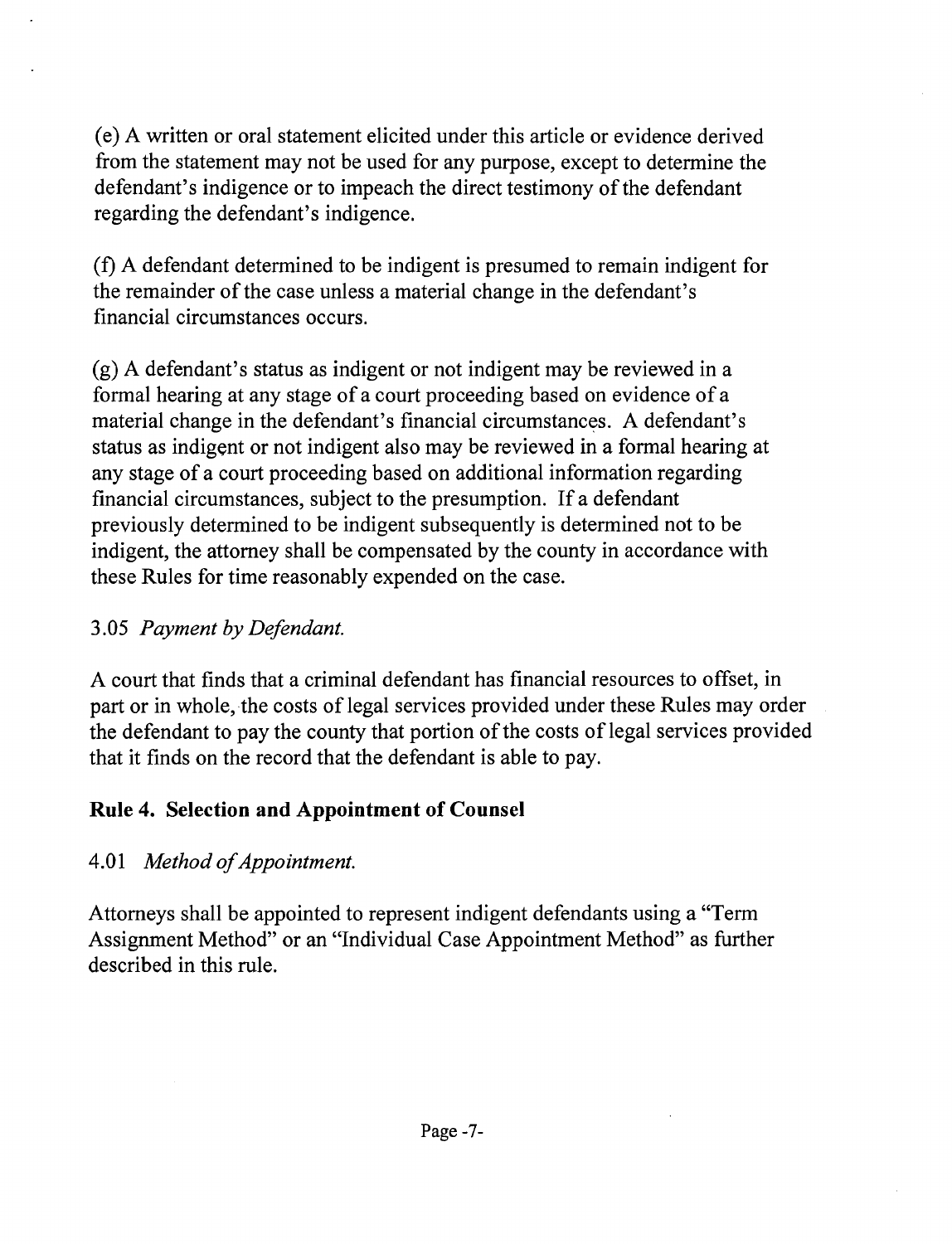(e) A written or oral statement elicited under this article or evidence derived from the statement may not be used for any purpose, except to determine the defendant's indigence or to impeach the direct testimony of the defendant regarding the defendant's indigence.

(f) A defendant determined to be indigent is presumed to remain indigent for the remainder of the case unless a material change in the defendant's financial circumstances occurs.

(g) A defendant's status as indigent or not indigent may be reviewed in a formal hearing at any stage of a court proceeding based on evidence of a material change in the defendant's financial circumstances. A defendant's status as indigent or not indigent also may be reviewed in a formal hearing at any stage of a court proceeding based on additional information regarding financial circumstances, subject to the presumption. If a defendant previously determined to be indigent subsequently is determined not to be indigent, the attorney shall be compensated by the county in accordance with these Rules for time reasonably expended on the case.

3.05 *Payment by Defendant.*

A court that finds that a criminal defendant has financial resources to offset, in part or in whole, the costs of legal services provided under these Rules may order the defendant to pay the county that portion of the costs of legal services provided that it finds on the record that the defendant is able to pay.

## Rule 4. Selection and Appointment of Counsel

4.01 *Method of Appointment.*

Attorneys shall be appointed to represent indigent defendants using a "Term Assignment Method" or an "Individual Case Appointment Method" as further described in this rule.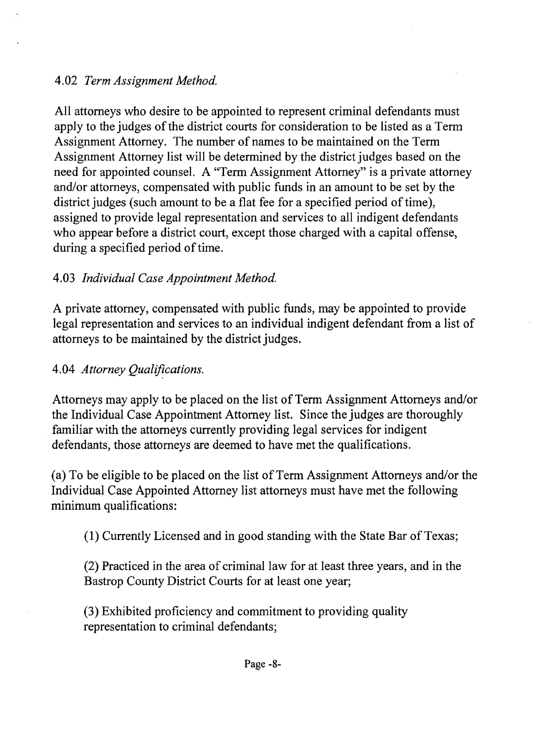4.02 *Term Assignment Method.*

All attorneys who desire to be appointed to represent criminal defendants must apply to the judges of the district courts for consideration to be listed as a Term Assignment Attorney. The number of names to be maintained on the Term Assignment Attorney list will be determined by the district judges based on the need for appointed counsel. A "Term Assignment Attorney" is a private attorney and/or attorneys, compensated with public funds in an amount to be set by the district judges (such amount to be a flat fee for a specified period of time), assigned to provide legal representation and services to all indigent defendants who appear before a district court, except those charged with a capital offense, during a specified period of time.

4.03 *Individual Case Appointment Method.*

A private attorney, compensated with public funds, may be appointed to provide legal representation and services to an individual indigent defendant from a list of attorneys to be maintained by the district judges.

4.04 *Attorney Qualifications.*

Attorneys may apply to be placed on the list of Term Assignment Attorneys and/or the Individual Case Appointment Attorney list. Since the judges are thoroughly familiar with the attorneys currently providing legal services for indigent defendants, those attorneys are deemed to have met the qualifications.

(a) To be eligible to be placed on the list of Term Assignment Attorneys and/or the Individual Case Appointed Attorney list attorneys must have met the following minimum qualifications:

(1) Currently Licensed and in good standing with the State Bar of Texas;

(2) Practiced in the area of criminal law for at least three years, and in the Bastrop County District Courts for at least one year;

(3) Exhibited proficiency and commitment to providing quality representation to criminal defendants;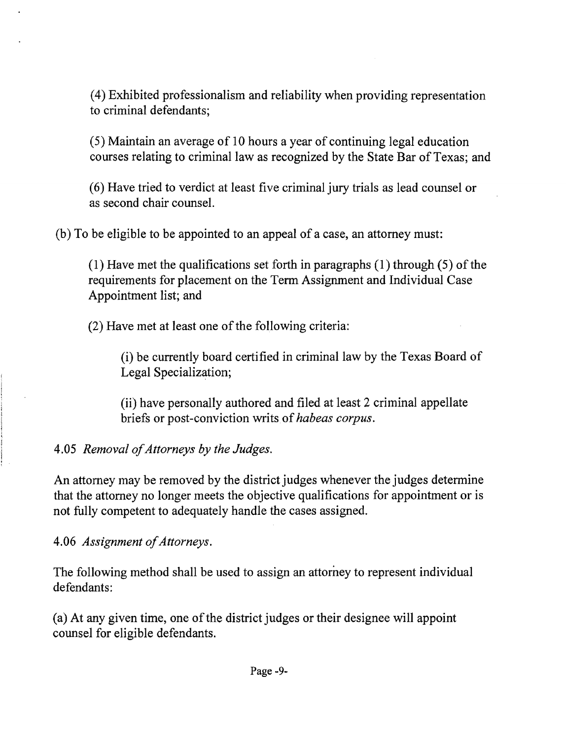(4) Exhibited professionalism and reliability when providing representation to criminal defendants;

(5) Maintain an average of 10 hours a year of continuing legal education courses relating to criminal law as recognized by the State Bar of Texas; and

(6) Have tried to verdict at least five criminal jury trials as lead counsel or as second chair counsel.

(b) To be eligible to be appointed to an appeal of a case, an attorney must:

(1) Have met the qualifications set forth in paragraphs (1) through (5) of the requirements for placement on the Term Assignment and Individual Case Appointment list; and

(2) Have met at least one of the following criteria:

(i) be currently board certified in criminal law by the Texas Board of Legal Specialization;

(ii) have personally authored and filed at least 2 criminal appellate briefs or post-conviction writs of *habeas corpus*.

4.05 *Removal of Attorneys by the Judges.*

An attorney may be removed by the district judges whenever the judges determine that the attorney no longer meets the objective qualifications for appointment or is not fully competent to adequately handle the cases assigned.

4.06 *Assignment of Attorneys.*

The following method shall be used to assign an attorney to represent individual defendants:

(a) At any given time, one of the district judges or their designee will appoint counsel for eligible defendants.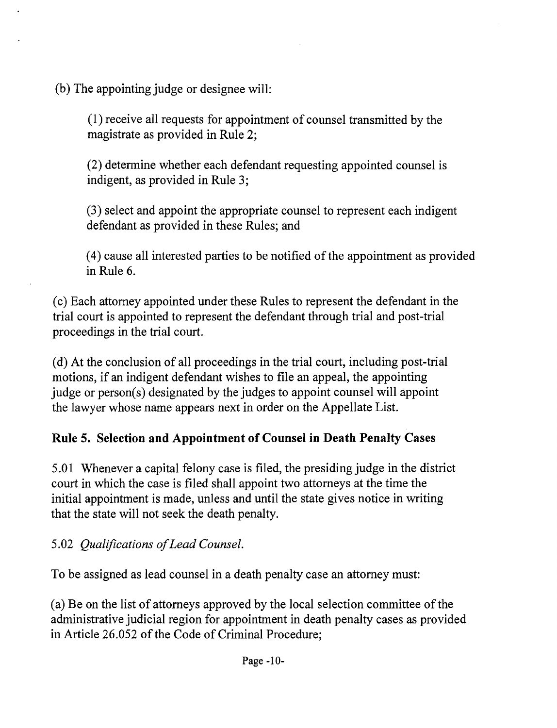(b) The appointing judge or designee will:

(1) receive all requests for appointment of counsel transmitted by the magistrate as provided in Rule 2;

(2) determine whether each defendant requesting appointed counsel is indigent, as provided in Rule 3;

(3) select and appoint the appropriate counsel to represent each indigent defendant as provided in these Rules; and

(4) cause all interested parties to be notified of the appointment as provided in Rule 6.

(c) Each attorney appointed under these Rules to represent the defendant in the trial court is appointed to represent the defendant through trial and post-trial proceedings in the trial court.

(d) At the conclusion of all proceedings in the trial court, including post-trial motions, if an indigent defendant wishes to file an appeal, the appointing judge or person(s) designated by the judges to appoint counsel will appoint the lawyer whose name appears next in order on the Appellate List.

## Rule 5. Selection and Appointment of Counsel in Death Penalty Cases

5.01 Whenever a capital felony case is filed, the presiding judge in the district court in which the case is filed shall appoint two attorneys at the time the initial appointment is made, unless and until the state gives notice in writing that the state will not seek the death penalty.

5.02 *Qualifications of Lead Counsel.*

To be assigned as lead counsel in a death penalty case an attorney must:

(a) Be on the list of attorneys approved by the local selection committee of the administrative judicial region for appointment in death penalty cases as provided in Article 26.052 of the Code of Criminal Procedure;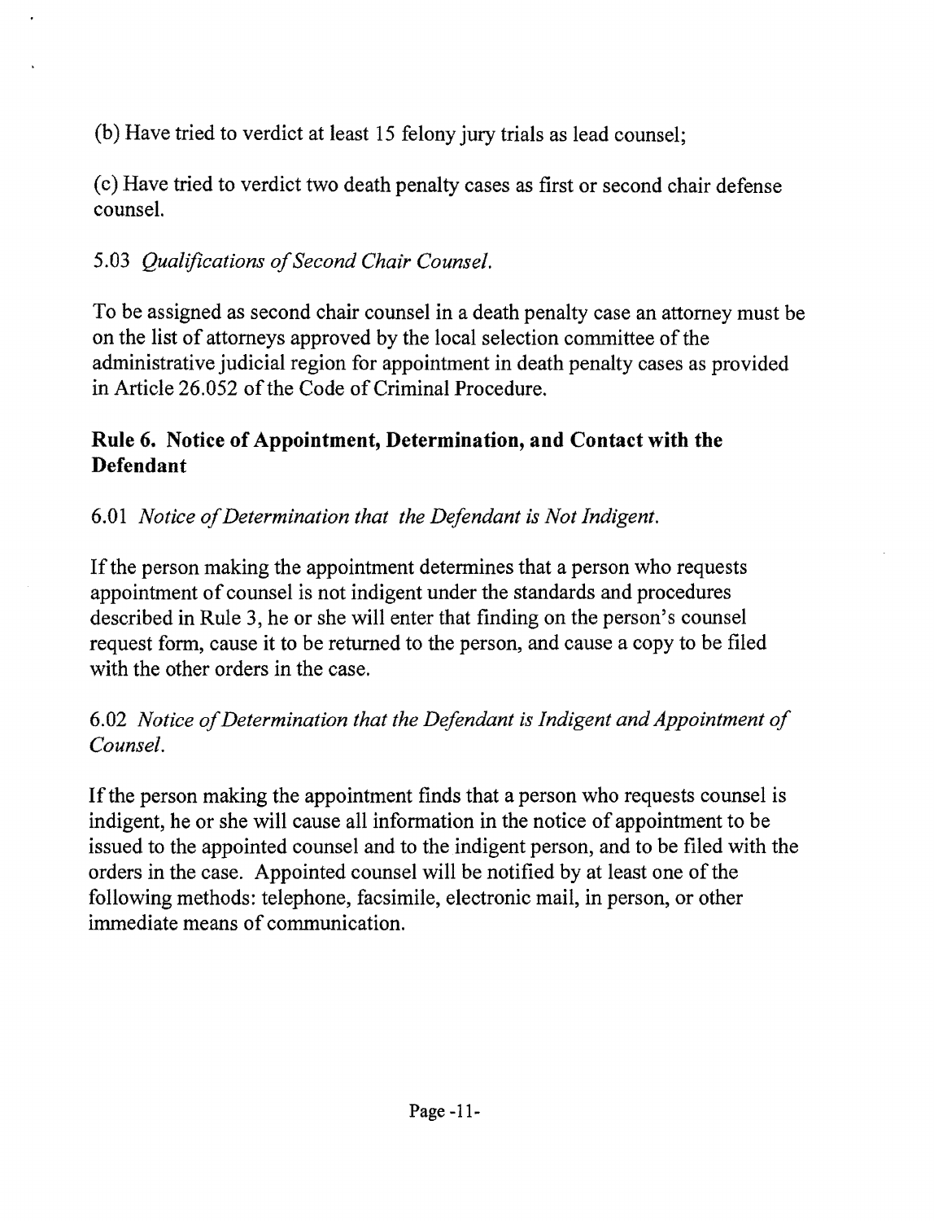(b) Have tried to verdict at least 15 felony jury trials as lead counsel;

(c) Have tried to verdict two death penalty cases as first or second chair defense counsel.

5.03 *Qualifications of Second Chair Counsel.*

To be assigned as second chair counsel in a death penalty case an attorney must be on the list of attorneys approved by the local selection committee of the administrative judicial region for appointment in death penalty cases as provided in Article 26.052 of the Code of Criminal Procedure.

## Rule 6. Notice of Appointment, Determination, and Contact with the Defendant

6.01 *Notice of Determination that the Defendant is Not Indigent.*

If the person making the appointment determines that a person who requests appointment of counsel is not indigent under the standards and procedures described in Rule 3, he or she will enter that finding on the person's counsel request form, cause it to be returned to the person, and cause a copy to be filed with the other orders in the case.

6.02 *Notice of Determination that the Defendant is Indigent and Appointment of Counsel.*

If the person making the appointment finds that a person who requests counsel is indigent, he or she will cause all information in the notice of appointment to be issued to the appointed counsel and to the indigent person, and to be filed with the orders in the case. Appointed counsel will be notified by at least one of the following methods: telephone, facsimile, electronic mail, in person, or other immediate means of communication.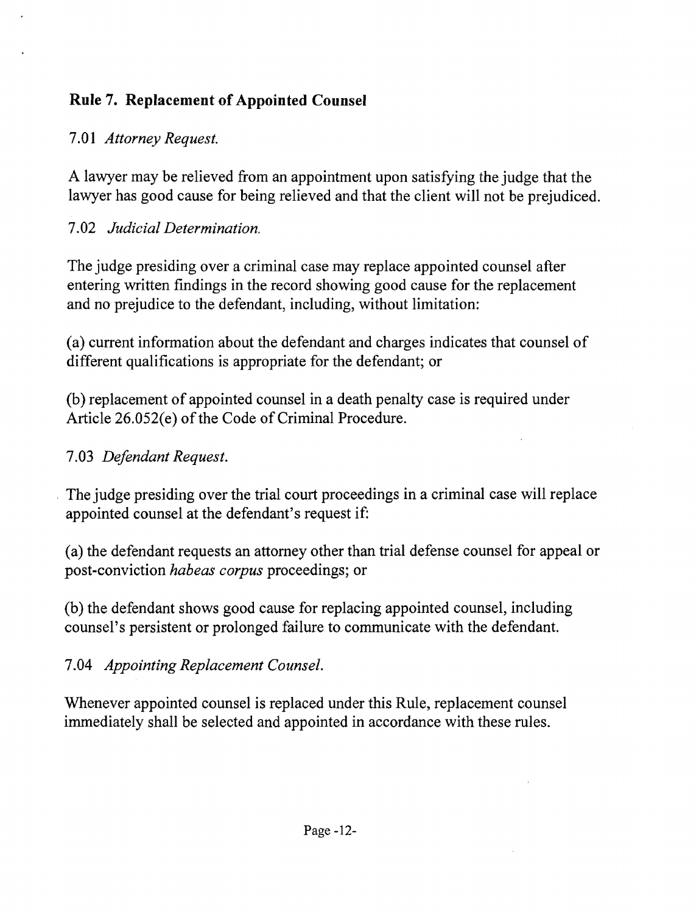## Rule 7. Replacement of Appointed Counsel

7.01 *Attorney Request.*

A lawyer may be relieved from an appointment upon satisfying the judge that the lawyer has good cause for being relieved and that the client will not be prejudiced.

7.02 *Judicial Determination.*

The judge presiding over a criminal case may replace appointed counsel after entering written findings in the record showing good cause for the replacement and no prejudice to the defendant, including, without limitation:

(a) current information about the defendant and charges indicates that counsel of different qualifications is appropriate for the defendant; or

(b) replacement of appointed counsel in a death penalty case is required under Article 26.052(e) of the Code of Criminal Procedure.

7.03 *Defendant Request.*

The judge presiding over the trial court proceedings in a criminal case will replace appointed counsel at the defendant's request if:

(a) the defendant requests an attorney other than trial defense counsel for appeal or post-conviction *habeas corpus* proceedings; or

(b) the defendant shows good cause for replacing appointed counsel, including counsel's persistent or prolonged failure to communicate with the defendant.

7.04 *Appointing Replacement Counsel.*

Whenever appointed counsel is replaced under this Rule, replacement counsel immediately shall be selected and appointed in accordance with these rules.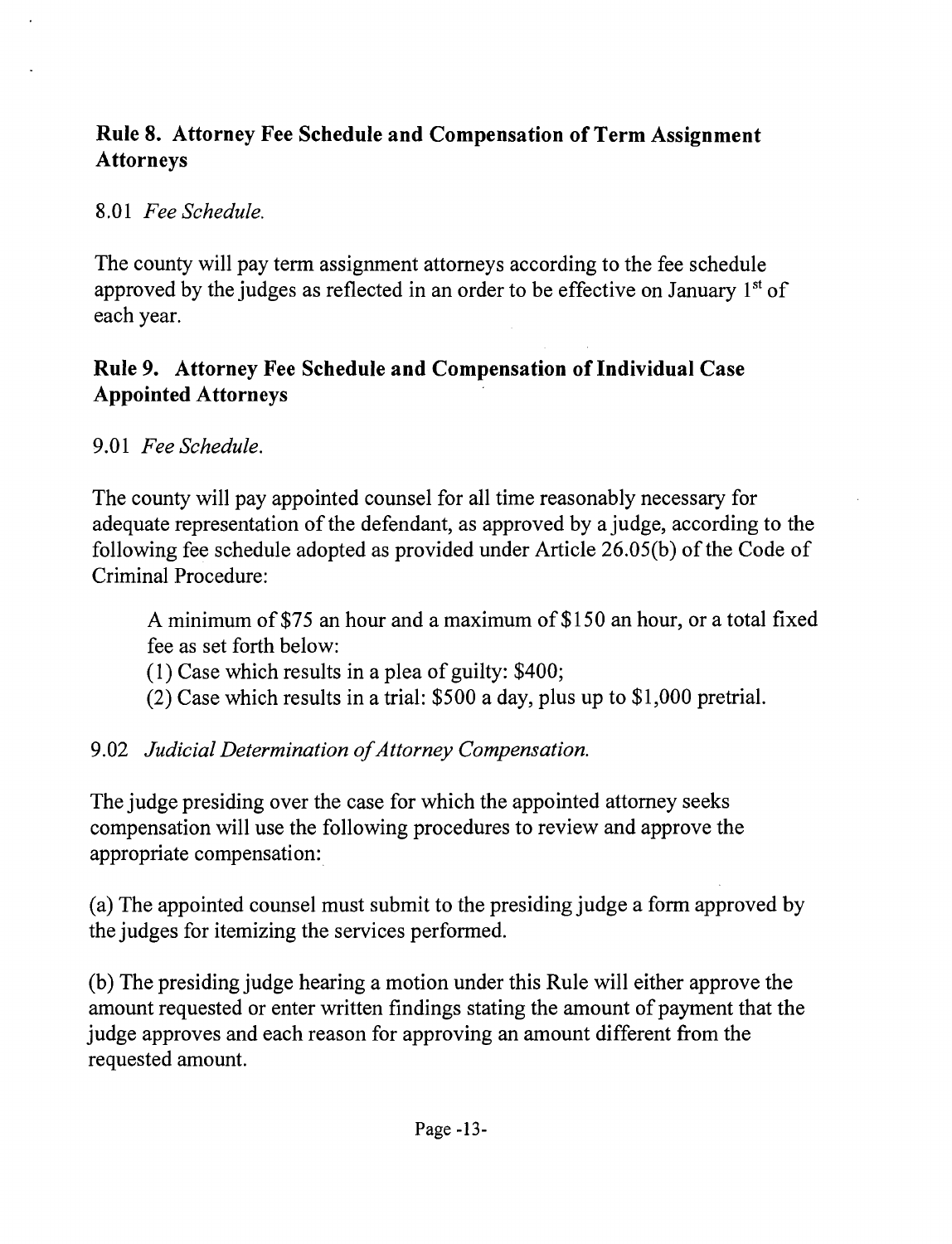## Rule 8. Attorney Fee Schedule and Compensation of Term Assignment Attorneys

8.01 *Fee Schedule.*

The county will pay term assignment attorneys according to the fee schedule approved by the judges as reflected in an order to be effective on January 1st of each year.

## Rule 9. Attorney Fee Schedule and Compensation of Individual Case Appointed Attorneys

9.01 *Fee Schedule.*

The county will pay appointed counsel for all time reasonably necessary for adequate representation of the defendant, as approved by a judge, according to the following fee schedule adopted as provided under Article 26.05(b) of the Code of Criminal Procedure:

> A minimum of $75 an hour and a maximum of $150 an hour, or a total fixed fee as set forth below:
> (1) Case which results in a plea of guilty: $400;
> (2) Case which results in a trial: $500 a day, plus up to $1,000 pretrial.

9.02 *Judicial Determination of Attorney Compensation.*

The judge presiding over the case for which the appointed attorney seeks compensation will use the following procedures to review and approve the appropriate compensation:

(a) The appointed counsel must submit to the presiding judge a form approved by the judges for itemizing the services performed.

(b) The presiding judge hearing a motion under this Rule will either approve the amount requested or enter written findings stating the amount of payment that the judge approves and each reason for approving an amount different from the requested amount.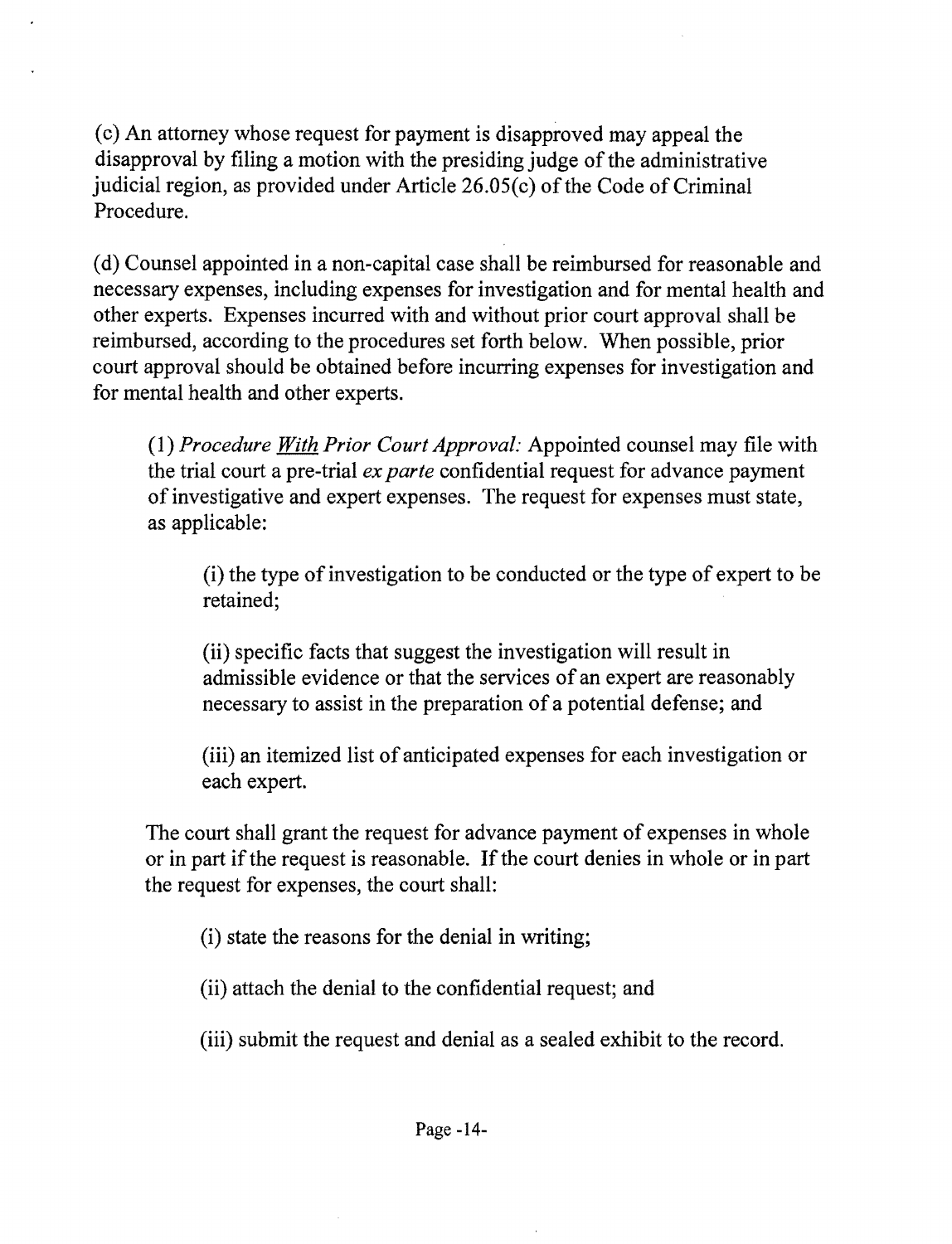(c) An attorney whose request for payment is disapproved may appeal the disapproval by filing a motion with the presiding judge of the administrative judicial region, as provided under Article 26.05(c) of the Code of Criminal Procedure.

(d) Counsel appointed in a non-capital case shall be reimbursed for reasonable and necessary expenses, including expenses for investigation and for mental health and other experts. Expenses incurred with and without prior court approval shall be reimbursed, according to the procedures set forth below. When possible, prior court approval should be obtained before incurring expenses for investigation and for mental health and other experts.

> (1) *Procedure* ***With*** *Prior Court Approval:* Appointed counsel may file with the trial court a pre-trial *ex parte* confidential request for advance payment of investigative and expert expenses. The request for expenses must state, as applicable:
>
> > (i) the type of investigation to be conducted or the type of expert to be retained;
> >
> > (ii) specific facts that suggest the investigation will result in admissible evidence or that the services of an expert are reasonably necessary to assist in the preparation of a potential defense; and
> >
> > (iii) an itemized list of anticipated expenses for each investigation or each expert.
>
> The court shall grant the request for advance payment of expenses in whole or in part if the request is reasonable. If the court denies in whole or in part the request for expenses, the court shall:
>
> > (i) state the reasons for the denial in writing;
> >
> > (ii) attach the denial to the confidential request; and
> >
> > (iii) submit the request and denial as a sealed exhibit to the record.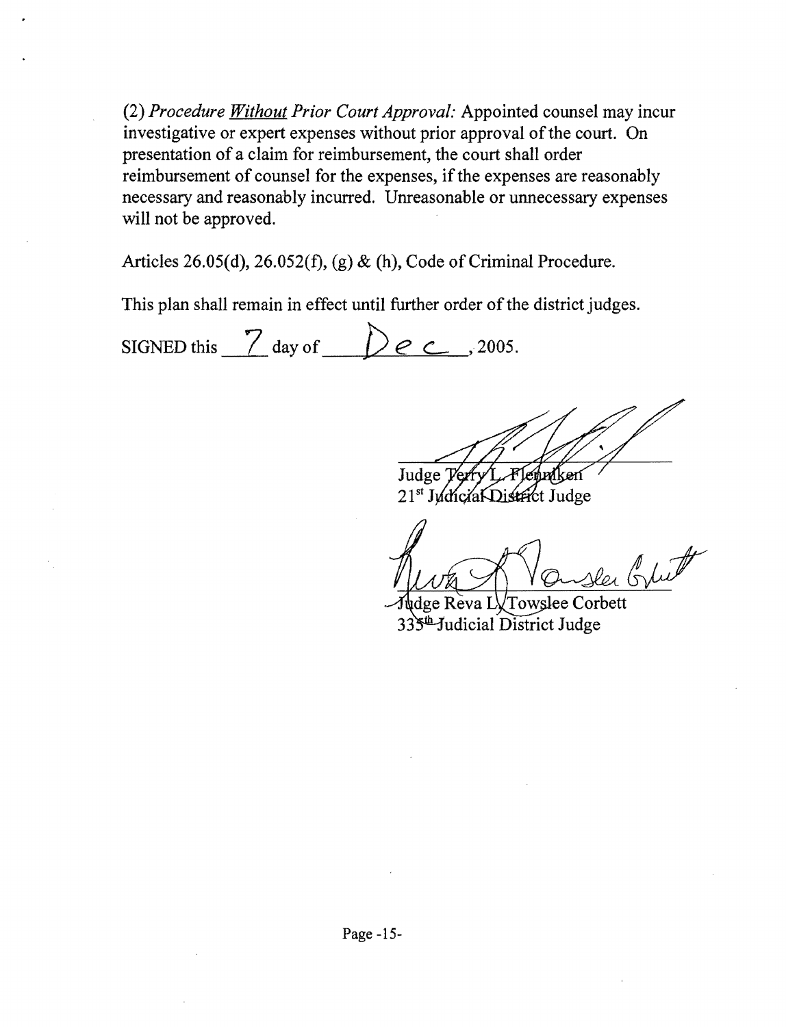(2) *Procedure* ***Without*** *Prior Court Approval:* Appointed counsel may incur investigative or expert expenses without prior approval of the court. On presentation of a claim for reimbursement, the court shall order reimbursement of counsel for the expenses, if the expenses are reasonably necessary and reasonably incurred. Unreasonable or unnecessary expenses will not be approved.

Articles 26.05(d), 26.052(f), (g) & (h), Code of Criminal Procedure.

This plan shall remain in effect until further order of the district judges.

SIGNED this 7 day of Dec, 2005.

Judge Terry L. Flenniken
21st Judicial District Judge

Judge Reva L. Towslee Corbett
335th Judicial District Judge